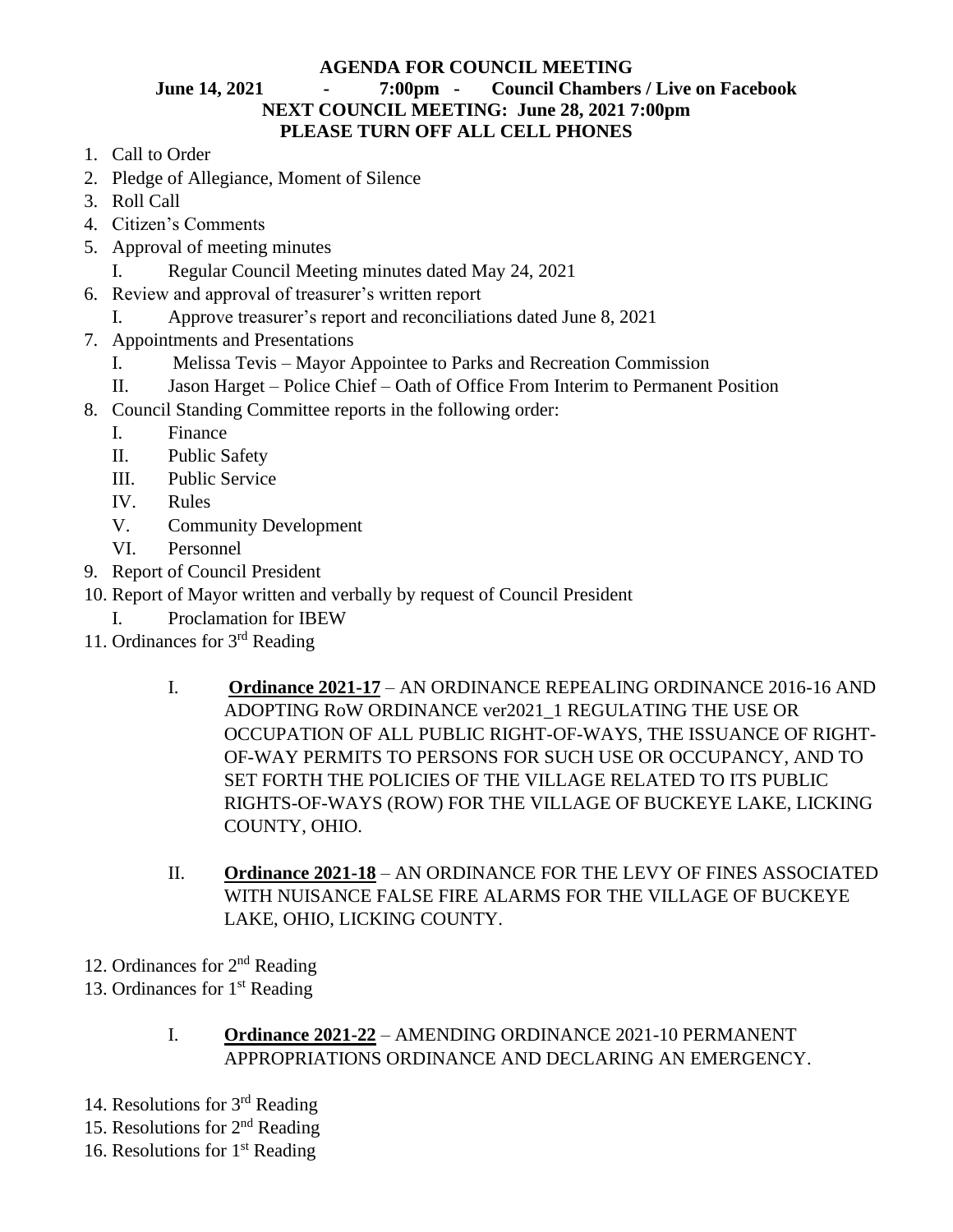**AGENDA FOR COUNCIL MEETING**
**June 14, 2021 - 7:00pm - Council Chambers / Live on Facebook**
**NEXT COUNCIL MEETING: June 28, 2021 7:00pm**
**PLEASE TURN OFF ALL CELL PHONES**

1. Call to Order
2. Pledge of Allegiance, Moment of Silence
3. Roll Call
4. Citizen's Comments
5. Approval of meeting minutes
   I. Regular Council Meeting minutes dated May 24, 2021
6. Review and approval of treasurer's written report
   I. Approve treasurer's report and reconciliations dated June 8, 2021
7. Appointments and Presentations
   I. Melissa Tevis – Mayor Appointee to Parks and Recreation Commission
   II. Jason Harget – Police Chief – Oath of Office From Interim to Permanent Position
8. Council Standing Committee reports in the following order:
   I. Finance
   II. Public Safety
   III. Public Service
   IV. Rules
   V. Community Development
   VI. Personnel
9. Report of Council President
10. Report of Mayor written and verbally by request of Council President
    I. Proclamation for IBEW
11. Ordinances for 3rd Reading
    I. **Ordinance 2021-17** – AN ORDINANCE REPEALING ORDINANCE 2016-16 AND ADOPTING RoW ORDINANCE ver2021_1 REGULATING THE USE OR OCCUPATION OF ALL PUBLIC RIGHT-OF-WAYS, THE ISSUANCE OF RIGHT-OF-WAY PERMITS TO PERSONS FOR SUCH USE OR OCCUPANCY, AND TO SET FORTH THE POLICIES OF THE VILLAGE RELATED TO ITS PUBLIC RIGHTS-OF-WAYS (ROW) FOR THE VILLAGE OF BUCKEYE LAKE, LICKING COUNTY, OHIO.
    II. **Ordinance 2021-18** – AN ORDINANCE FOR THE LEVY OF FINES ASSOCIATED WITH NUISANCE FALSE FIRE ALARMS FOR THE VILLAGE OF BUCKEYE LAKE, OHIO, LICKING COUNTY.
12. Ordinances for 2nd Reading
13. Ordinances for 1st Reading
    I. **Ordinance 2021-22** – AMENDING ORDINANCE 2021-10 PERMANENT APPROPRIATIONS ORDINANCE AND DECLARING AN EMERGENCY.
14. Resolutions for 3rd Reading
15. Resolutions for 2nd Reading
16. Resolutions for 1st Reading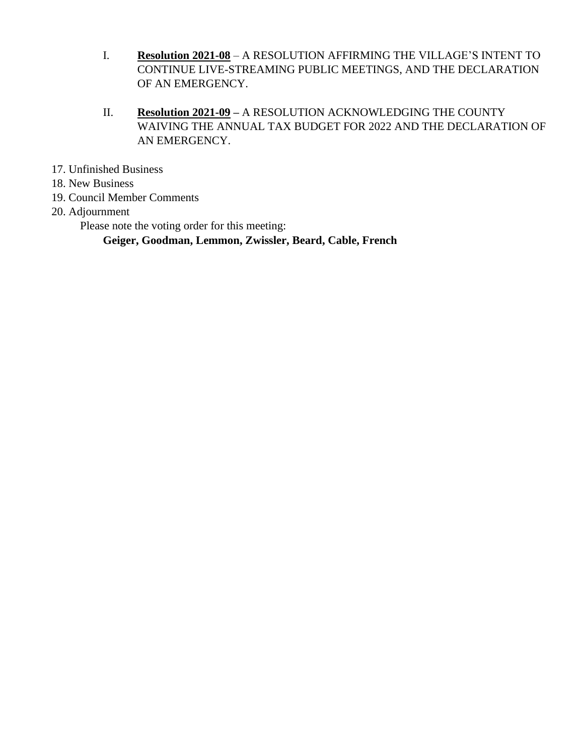I. **Resolution 2021-08** – A RESOLUTION AFFIRMING THE VILLAGE'S INTENT TO CONTINUE LIVE-STREAMING PUBLIC MEETINGS, AND THE DECLARATION OF AN EMERGENCY.

II. **Resolution 2021-09 –** A RESOLUTION ACKNOWLEDGING THE COUNTY WAIVING THE ANNUAL TAX BUDGET FOR 2022 AND THE DECLARATION OF AN EMERGENCY.

17. Unfinished Business
18. New Business
19. Council Member Comments
20. Adjournment

Please note the voting order for this meeting:

**Geiger, Goodman, Lemmon, Zwissler, Beard, Cable, French**